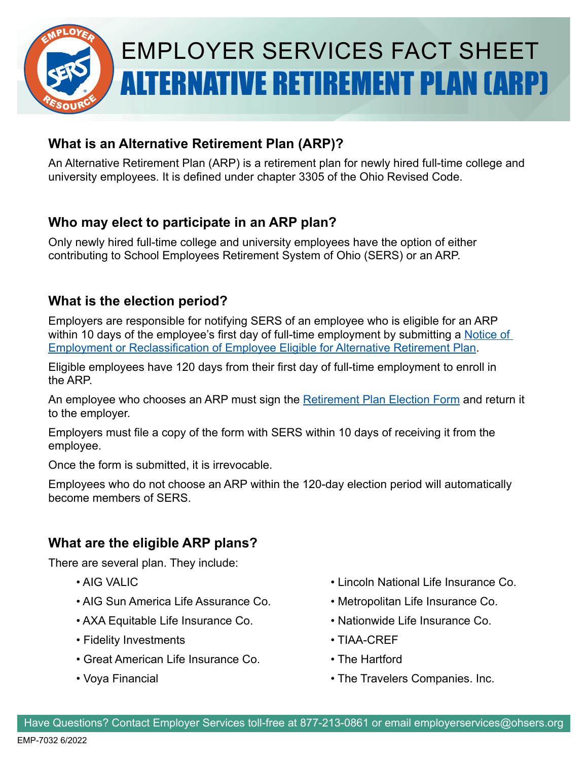# EMPLOYER SERVICES FACT SHEET

# ALTERNATIVE RETIREMENT PLAN (ARP)

## What is an Alternative Retirement Plan (ARP)?

An Alternative Retirement Plan (ARP) is a retirement plan for newly hired full-time college and university employees. It is defined under chapter 3305 of the Ohio Revised Code.

## Who may elect to participate in an ARP plan?

Only newly hired full-time college and university employees have the option of either contributing to School Employees Retirement System of Ohio (SERS) or an ARP.

## What is the election period?

Employers are responsible for notifying SERS of an employee who is eligible for an ARP within 10 days of the employee's first day of full-time employment by submitting a Notice of Employment or Reclassification of Employee Eligible for Alternative Retirement Plan.

Eligible employees have 120 days from their first day of full-time employment to enroll in the ARP.

An employee who chooses an ARP must sign the Retirement Plan Election Form and return it to the employer.

Employers must file a copy of the form with SERS within 10 days of receiving it from the employee.

Once the form is submitted, it is irrevocable.

Employees who do not choose an ARP within the 120-day election period will automatically become members of SERS.

## What are the eligible ARP plans?

There are several plan. They include:

- AIG VALIC
- AIG Sun America Life Assurance Co.
- AXA Equitable Life Insurance Co.
- Fidelity Investments
- Great American Life Insurance Co.
- Voya Financial
- Lincoln National Life Insurance Co.
- Metropolitan Life Insurance Co.
- Nationwide Life Insurance Co.
- TIAA-CREF
- The Hartford
- The Travelers Companies. Inc.

Have Questions? Contact Employer Services toll-free at 877-213-0861 or email employerservices@ohsers.org

EMP-7032 6/2022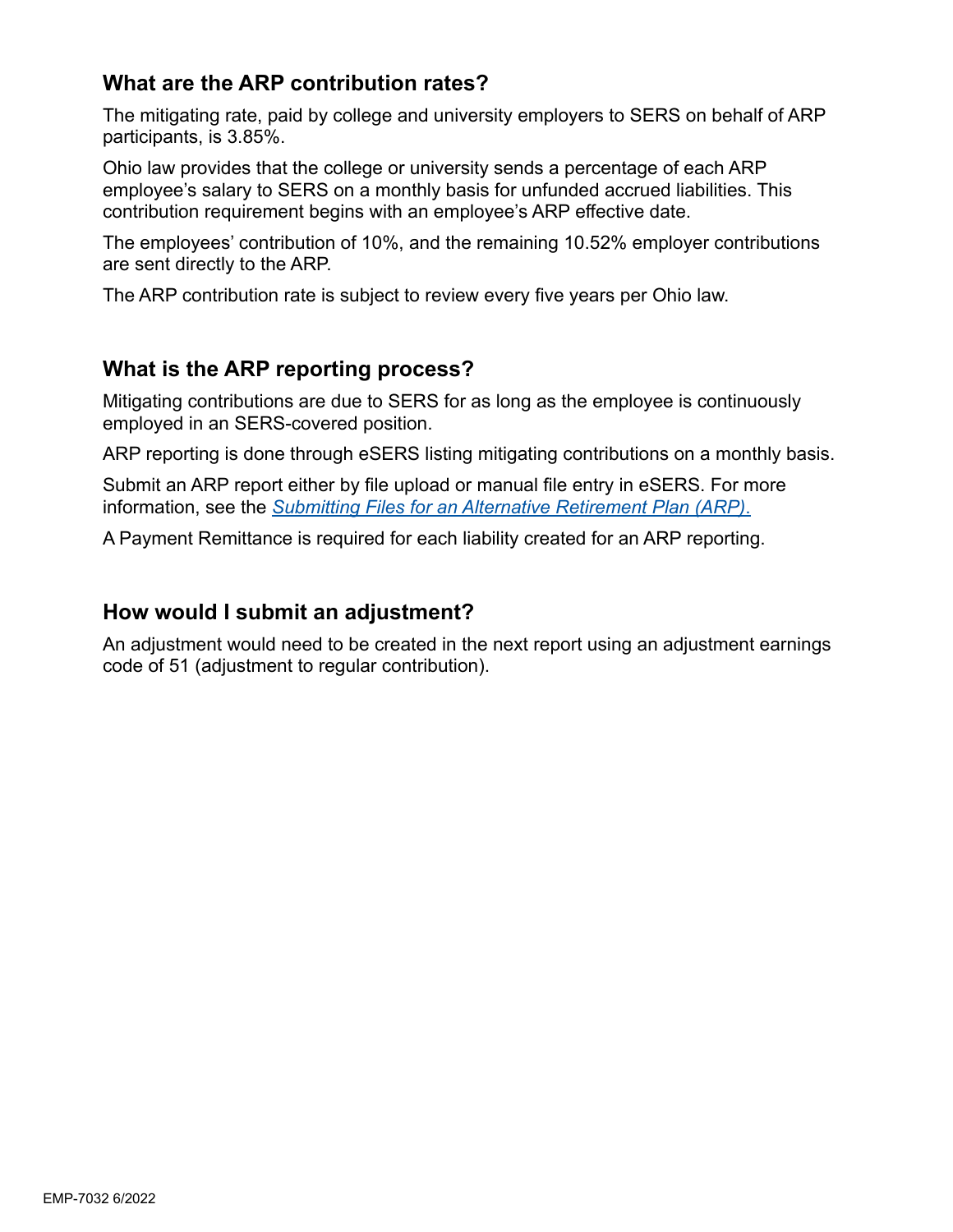## What are the ARP contribution rates?

The mitigating rate, paid by college and university employers to SERS on behalf of ARP participants, is 3.85%.

Ohio law provides that the college or university sends a percentage of each ARP employee's salary to SERS on a monthly basis for unfunded accrued liabilities. This contribution requirement begins with an employee's ARP effective date.

The employees' contribution of 10%, and the remaining 10.52% employer contributions are sent directly to the ARP.

The ARP contribution rate is subject to review every five years per Ohio law.

## What is the ARP reporting process?

Mitigating contributions are due to SERS for as long as the employee is continuously employed in an SERS-covered position.

ARP reporting is done through eSERS listing mitigating contributions on a monthly basis.

Submit an ARP report either by file upload or manual file entry in eSERS. For more information, see the *Submitting Files for an Alternative Retirement Plan (ARP).*

A Payment Remittance is required for each liability created for an ARP reporting.

## How would I submit an adjustment?

An adjustment would need to be created in the next report using an adjustment earnings code of 51 (adjustment to regular contribution).

EMP-7032 6/2022